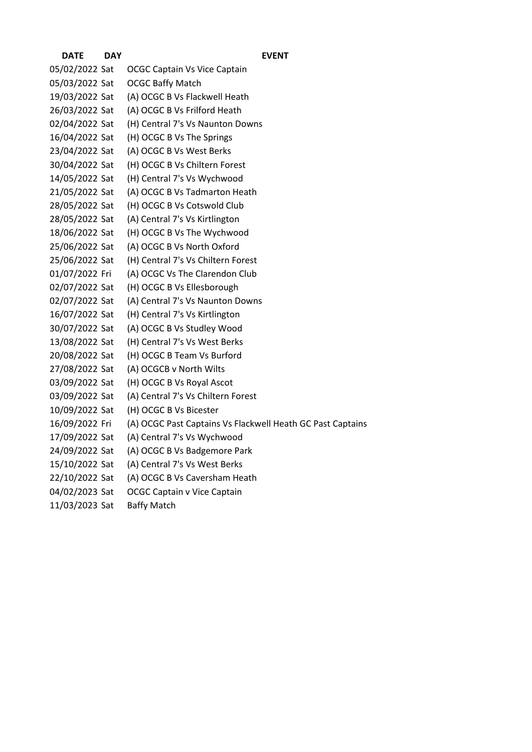| DATE | DAY | EVENT |
|---|---|---|
| 05/02/2022 | Sat | OCGC Captain Vs Vice Captain |
| 05/03/2022 | Sat | OCGC Baffy Match |
| 19/03/2022 | Sat | (A) OCGC B Vs Flackwell Heath |
| 26/03/2022 | Sat | (A) OCGC B Vs Frilford Heath |
| 02/04/2022 | Sat | (H) Central 7's Vs Naunton Downs |
| 16/04/2022 | Sat | (H) OCGC B Vs The Springs |
| 23/04/2022 | Sat | (A) OCGC B Vs West Berks |
| 30/04/2022 | Sat | (H) OCGC B Vs Chiltern Forest |
| 14/05/2022 | Sat | (H) Central 7's Vs Wychwood |
| 21/05/2022 | Sat | (A) OCGC B Vs Tadmarton Heath |
| 28/05/2022 | Sat | (H) OCGC B Vs Cotswold Club |
| 28/05/2022 | Sat | (A) Central 7's Vs Kirtlington |
| 18/06/2022 | Sat | (H) OCGC B Vs The Wychwood |
| 25/06/2022 | Sat | (A) OCGC B Vs North Oxford |
| 25/06/2022 | Sat | (H) Central 7's Vs Chiltern Forest |
| 01/07/2022 | Fri | (A) OCGC Vs The Clarendon Club |
| 02/07/2022 | Sat | (H) OCGC B Vs Ellesborough |
| 02/07/2022 | Sat | (A) Central 7's Vs Naunton Downs |
| 16/07/2022 | Sat | (H) Central 7's Vs Kirtlington |
| 30/07/2022 | Sat | (A) OCGC B Vs Studley Wood |
| 13/08/2022 | Sat | (H) Central 7's Vs West Berks |
| 20/08/2022 | Sat | (H) OCGC B Team Vs Burford |
| 27/08/2022 | Sat | (A) OCGCB v North Wilts |
| 03/09/2022 | Sat | (H) OCGC B Vs Royal Ascot |
| 03/09/2022 | Sat | (A) Central 7's Vs Chiltern Forest |
| 10/09/2022 | Sat | (H) OCGC B Vs Bicester |
| 16/09/2022 | Fri | (A) OCGC Past Captains Vs Flackwell Heath GC Past Captains |
| 17/09/2022 | Sat | (A) Central 7's Vs Wychwood |
| 24/09/2022 | Sat | (A) OCGC B Vs Badgemore Park |
| 15/10/2022 | Sat | (A) Central 7's Vs West Berks |
| 22/10/2022 | Sat | (A) OCGC B Vs Caversham Heath |
| 04/02/2023 | Sat | OCGC Captain v Vice Captain |
| 11/03/2023 | Sat | Baffy Match |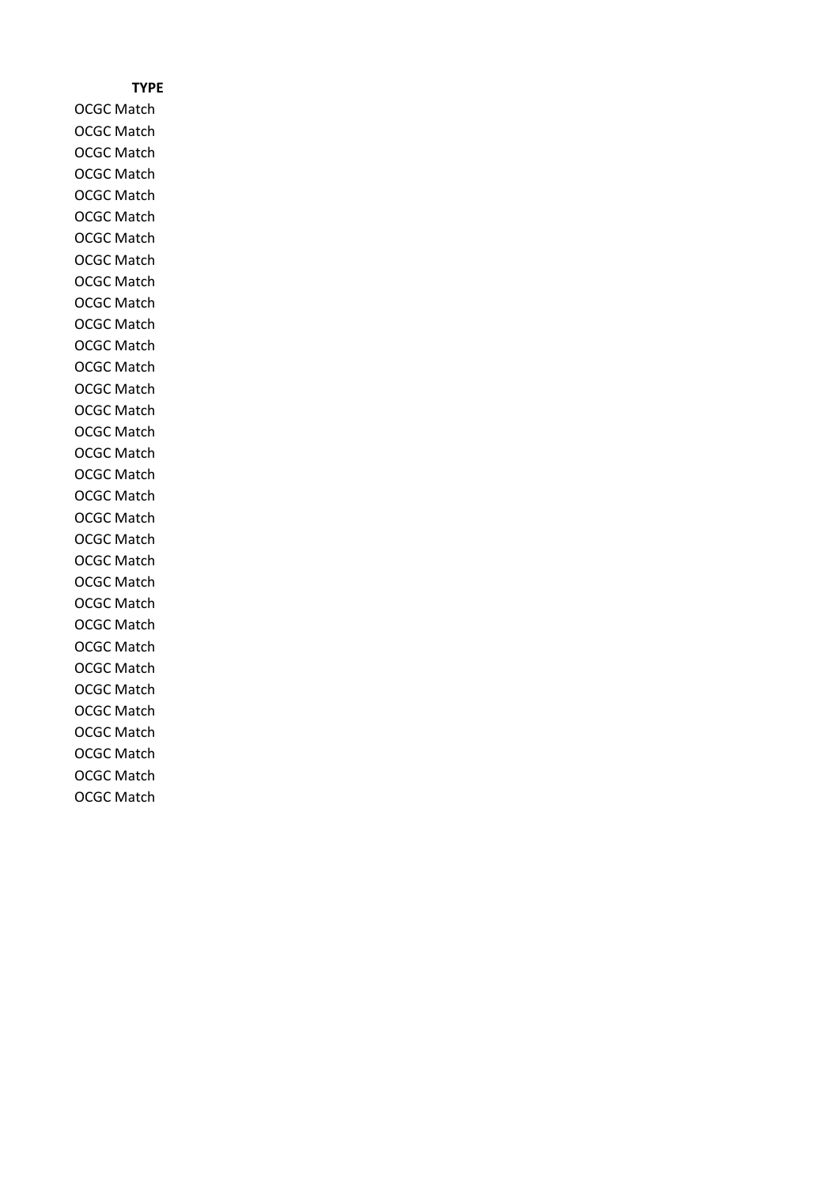| TYPE |
| --- |
| OCGC Match |
| OCGC Match |
| OCGC Match |
| OCGC Match |
| OCGC Match |
| OCGC Match |
| OCGC Match |
| OCGC Match |
| OCGC Match |
| OCGC Match |
| OCGC Match |
| OCGC Match |
| OCGC Match |
| OCGC Match |
| OCGC Match |
| OCGC Match |
| OCGC Match |
| OCGC Match |
| OCGC Match |
| OCGC Match |
| OCGC Match |
| OCGC Match |
| OCGC Match |
| OCGC Match |
| OCGC Match |
| OCGC Match |
| OCGC Match |
| OCGC Match |
| OCGC Match |
| OCGC Match |
| OCGC Match |
| OCGC Match |
| OCGC Match |